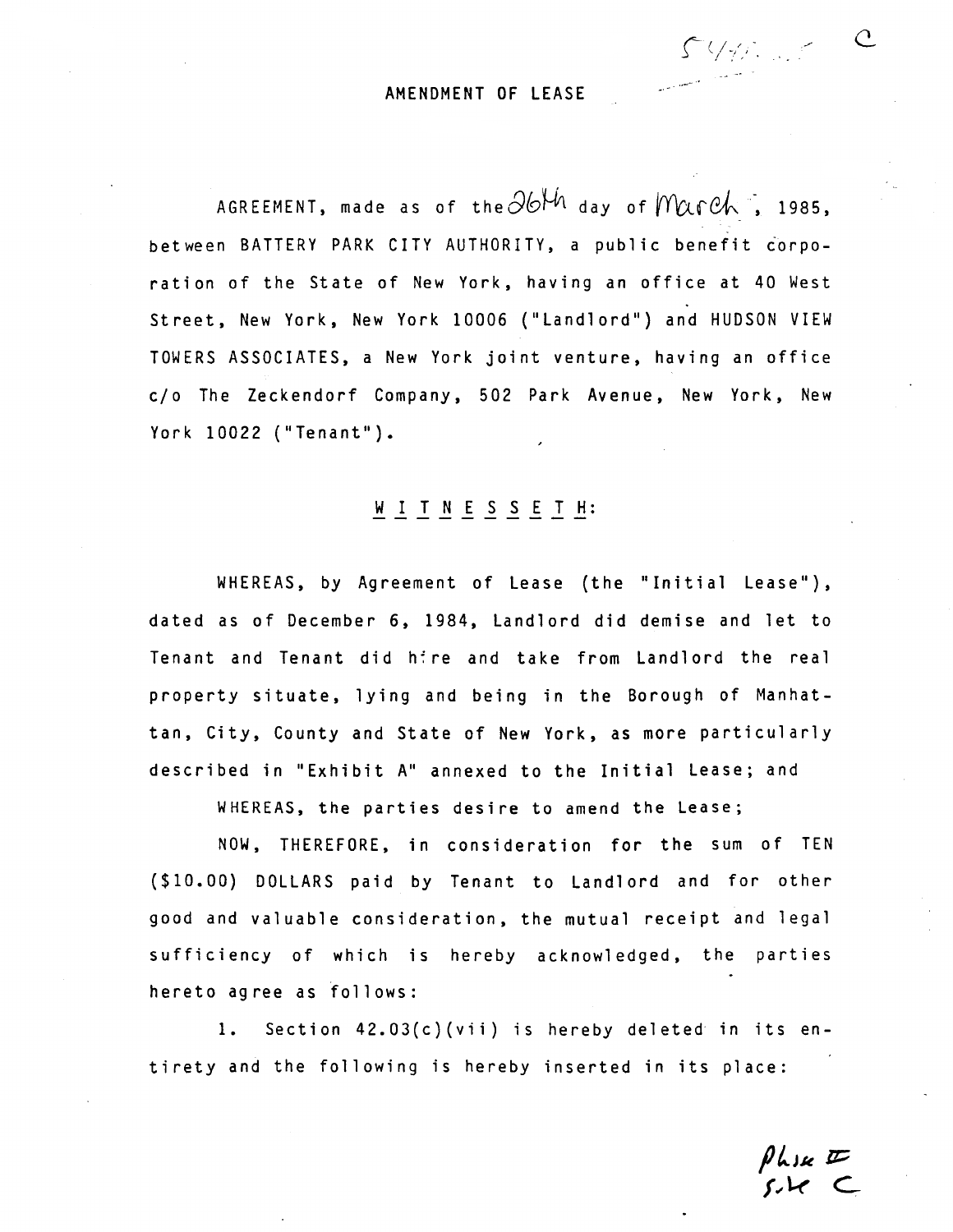# AMENDMENT OF LEASE

AGREEMENT, made as of the 26th day of March, 1985, between BATTERY PARK CITY AUTHORITY, a public benefit corporation of the State of New York, having an office at 40 West Street, New York, New York 10006 ("Landlord") and HUDSON VIEW TOWERS ASSOCIATES, a New York joint venture, having an office c/o The Zeckendorf Company, 502 Park Avenue, New York, New York 10022 ("Tenant").

## W I T N E S S E T H:

WHEREAS, by Agreement of Lease (the "Initial Lease"), dated as of December 6, 1984, Landlord did demise and let to Tenant and Tenant did hire and take from Landlord the real property situate, lying and being in the Borough of Manhattan, City, County and State of New York, as more particularly described in "Exhibit A" annexed to the Initial Lease; and

WHEREAS, the parties desire to amend the Lease;

NOW, THEREFORE, in consideration for the sum of TEN ($10.00) DOLLARS paid by Tenant to Landlord and for other good and valuable consideration, the mutual receipt and legal sufficiency of which is hereby acknowledged, the parties hereto agree as follows:

1. Section 42.03(c)(vii) is hereby deleted in its entirety and the following is hereby inserted in its place:

Phase II
Site C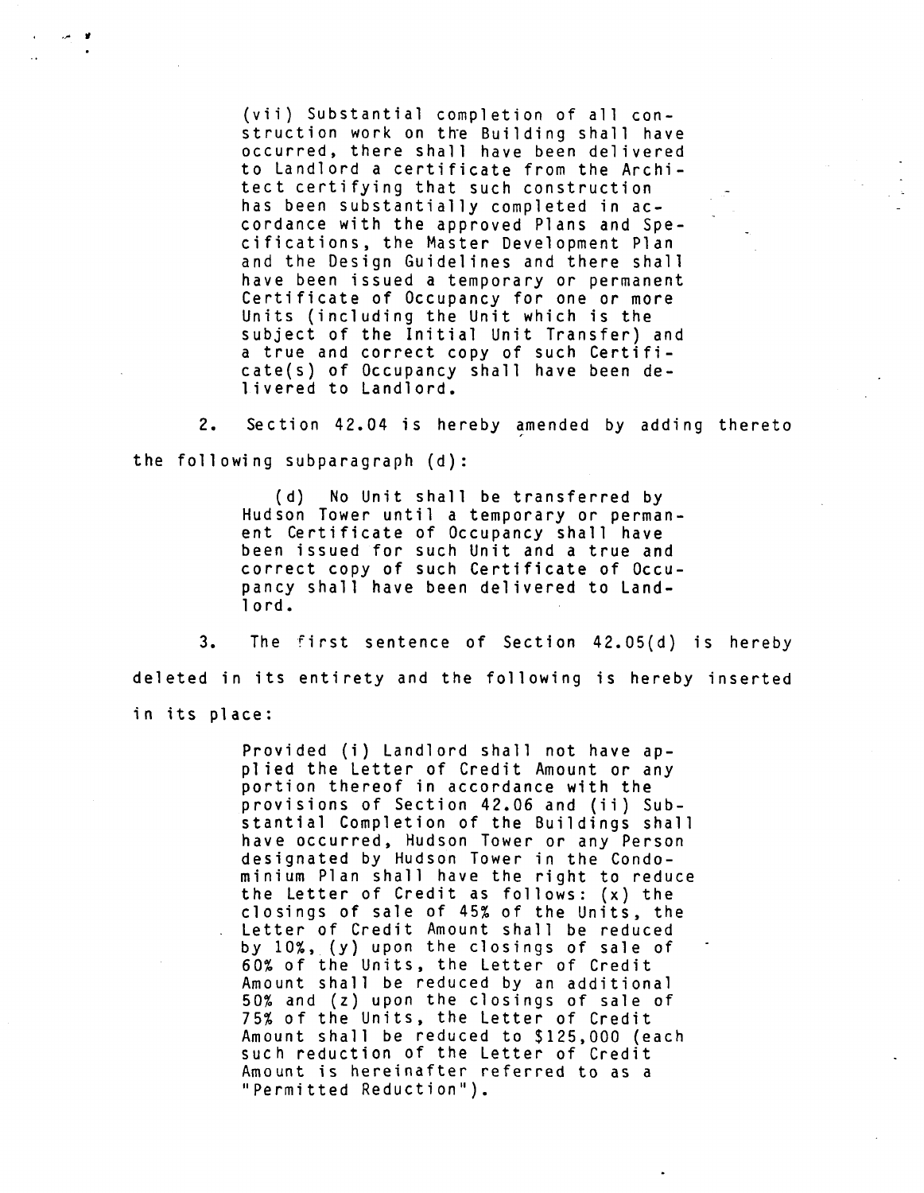(vii) Substantial completion of all construction work on the Building shall have occurred, there shall have been delivered to Landlord a certificate from the Architect certifying that such construction has been substantially completed in accordance with the approved Plans and Specifications, the Master Development Plan and the Design Guidelines and there shall have been issued a temporary or permanent Certificate of Occupancy for one or more Units (including the Unit which is the subject of the Initial Unit Transfer) and a true and correct copy of such Certificate(s) of Occupancy shall have been delivered to Landlord.

2. Section 42.04 is hereby amended by adding thereto the following subparagraph (d):

> (d) No Unit shall be transferred by Hudson Tower until a temporary or permanent Certificate of Occupancy shall have been issued for such Unit and a true and correct copy of such Certificate of Occupancy shall have been delivered to Landlord.

3. The first sentence of Section 42.05(d) is hereby deleted in its entirety and the following is hereby inserted in its place:

> Provided (i) Landlord shall not have applied the Letter of Credit Amount or any portion thereof in accordance with the provisions of Section 42.06 and (ii) Substantial Completion of the Buildings shall have occurred, Hudson Tower or any Person designated by Hudson Tower in the Condominium Plan shall have the right to reduce the Letter of Credit as follows: (x) the closings of sale of 45% of the Units, the Letter of Credit Amount shall be reduced by 10%, (y) upon the closings of sale of 60% of the Units, the Letter of Credit Amount shall be reduced by an additional 50% and (z) upon the closings of sale of 75% of the Units, the Letter of Credit Amount shall be reduced to $125,000 (each such reduction of the Letter of Credit Amount is hereinafter referred to as a "Permitted Reduction").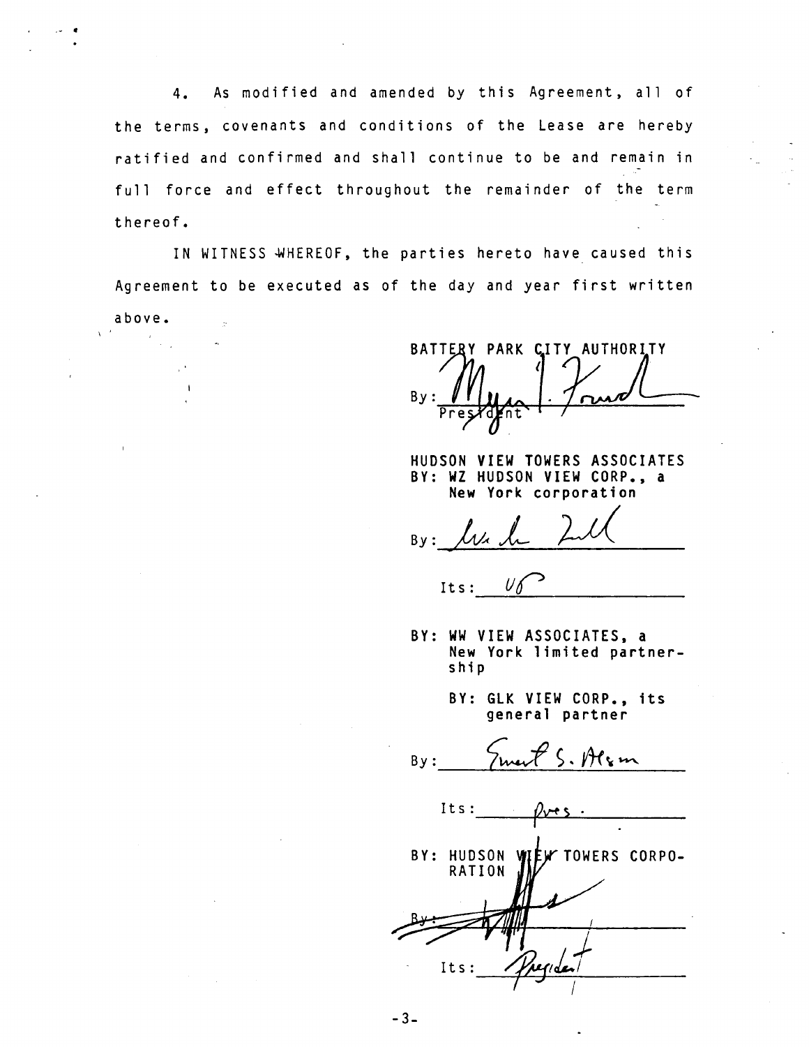4. As modified and amended by this Agreement, all of the terms, covenants and conditions of the Lease are hereby ratified and confirmed and shall continue to be and remain in full force and effect throughout the remainder of the term thereof.

IN WITNESS WHEREOF, the parties hereto have caused this Agreement to be executed as of the day and year first written above.

BATTERY PARK CITY AUTHORITY

By: _______________________
President

HUDSON VIEW TOWERS ASSOCIATES
BY: WZ HUDSON VIEW CORP., a New York corporation

By: _______________________

Its: VP

BY: WW VIEW ASSOCIATES, a New York limited partnership

BY: GLK VIEW CORP., its general partner

By: _______________________

Its: Pres.

BY: HUDSON VIEW TOWERS CORPORATION

By: _______________________

Its: President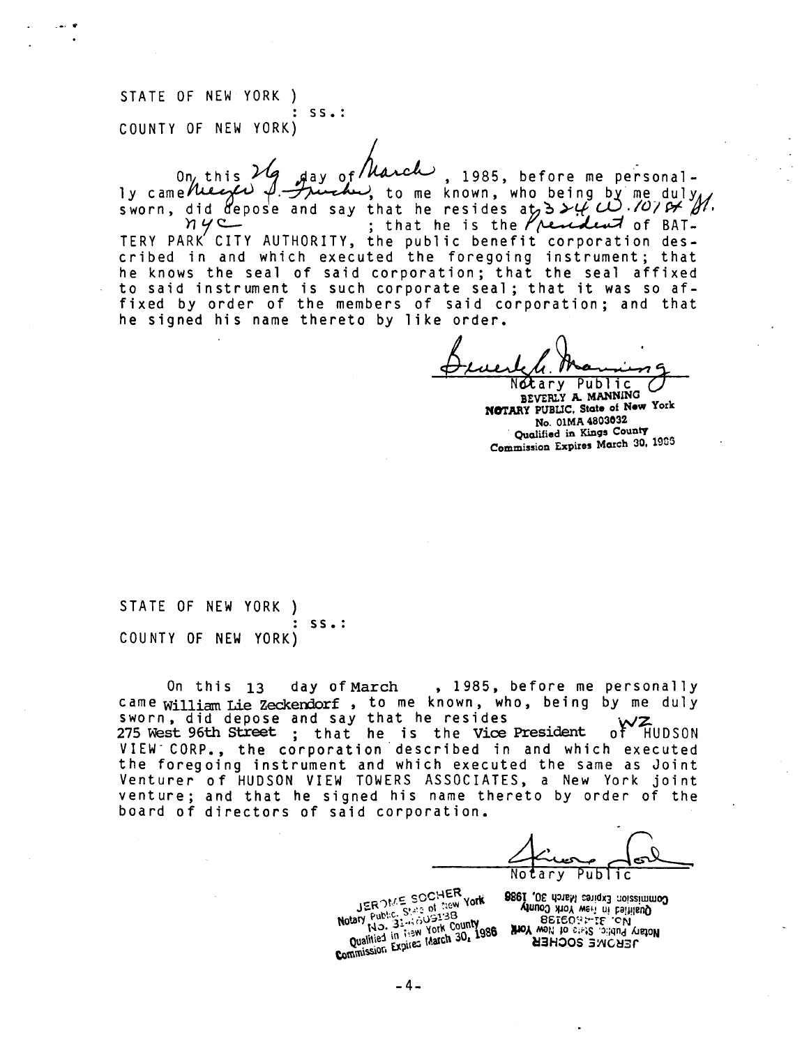STATE OF NEW YORK )
: ss.:
COUNTY OF NEW YORK)

On this 26 day of March, 1985, before me personally came Meyer S. Frucher, to me known, who being by me duly sworn, did depose and say that he resides at 324 W. 101 St. Apt. nyc; that he is the President of BATTERY PARK CITY AUTHORITY, the public benefit corporation described in and which executed the foregoing instrument; that he knows the seal of said corporation; that the seal affixed to said instrument is such corporate seal; that it was so affixed by order of the members of said corporation; and that he signed his name thereto by like order.

Beverly A. Manning
Notary Public
BEVERLY A. MANNING
NOTARY PUBLIC, State of New York
No. 01MA 4803032
Qualified in Kings County
Commission Expires March 30, 1986

STATE OF NEW YORK )
: ss.:
COUNTY OF NEW YORK)

On this 13 day of March, 1985, before me personally came William Lie Zeckendorf, to me known, who, being by me duly sworn, did depose and say that he resides 275 West 96th Street; that he is the Vice President of HUDSON VIEW CORP., the corporation described in and which executed the foregoing instrument and which executed the same as Joint Venturer of HUDSON VIEW TOWERS ASSOCIATES, a New York joint venture; and that he signed his name thereto by order of the board of directors of said corporation.

WZ

Notary Public
JEROME SOCHER
Notary Public, State of New York
No. 31-4609138
Qualified in New York County
Commission Expires March 30, 1986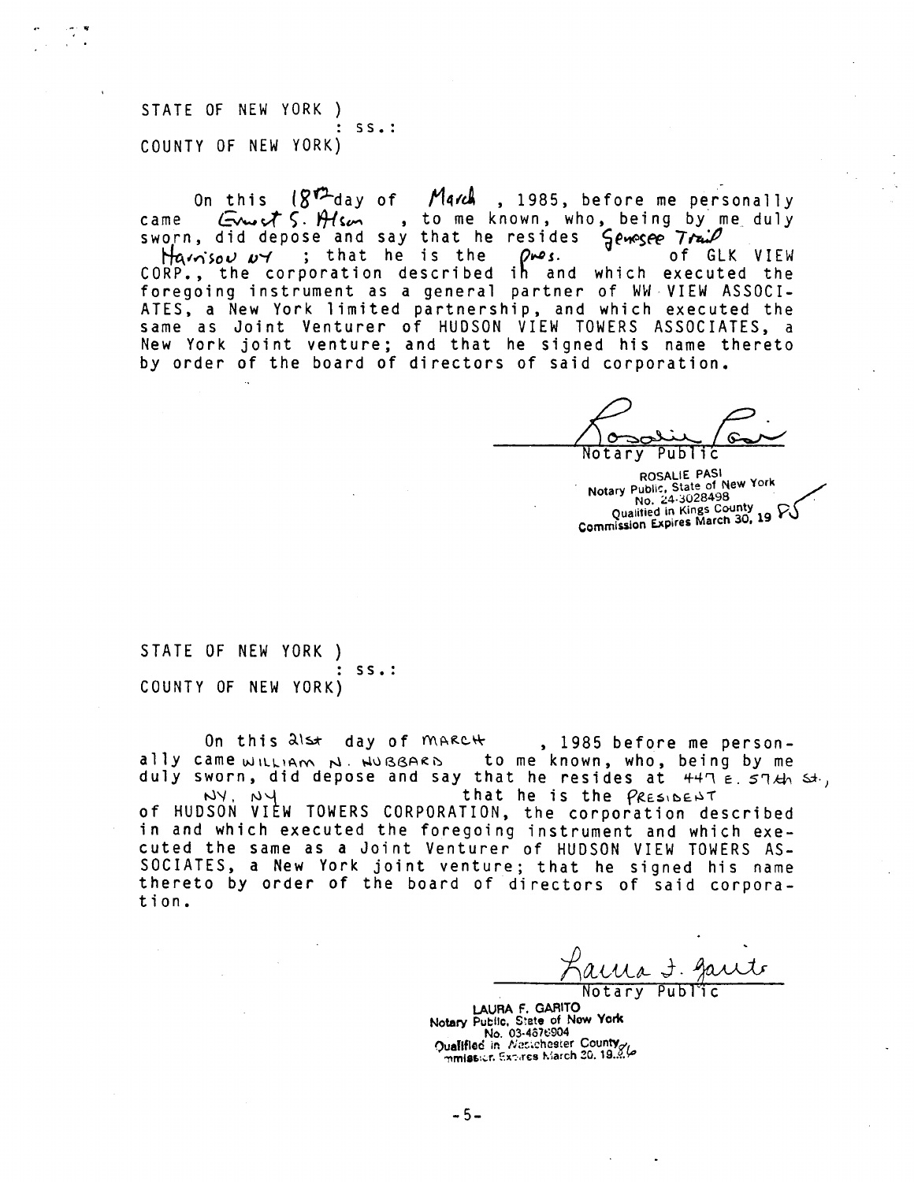STATE OF NEW YORK )
: ss.:
COUNTY OF NEW YORK)

On this 18th day of March, 1985, before me personally came Ernest S. Alson, to me known, who, being by me duly sworn, did depose and say that he resides Genesee Trail Harrison NY; that he is the Pres. of GLK VIEW CORP., the corporation described in and which executed the foregoing instrument as a general partner of WW VIEW ASSOCIATES, a New York limited partnership, and which executed the same as Joint Venturer of HUDSON VIEW TOWERS ASSOCIATES, a New York joint venture; and that he signed his name thereto by order of the board of directors of said corporation.

Rosalie Pasi
Notary Public

ROSALIE PASI
Notary Public, State of New York
No. 24-3028498
Qualified in Kings County
Commission Expires March 30, 1985

STATE OF NEW YORK )
: ss.:
COUNTY OF NEW YORK)

On this 21st day of MARCH, 1985 before me personally came WILLIAM N. HUBBARD to me known, who, being by me duly sworn, did depose and say that he resides at 447 E. 57th St., NY, NY that he is the PRESIDENT of HUDSON VIEW TOWERS CORPORATION, the corporation described in and which executed the foregoing instrument and which executed the same as a Joint Venturer of HUDSON VIEW TOWERS ASSOCIATES, a New York joint venture; that he signed his name thereto by order of the board of directors of said corporation.

Laura F. Garito
Notary Public

LAURA F. GARITO
Notary Public, State of New York
No. 03-4676904
Qualified in Westchester County
Commission Expires March 30, 1986